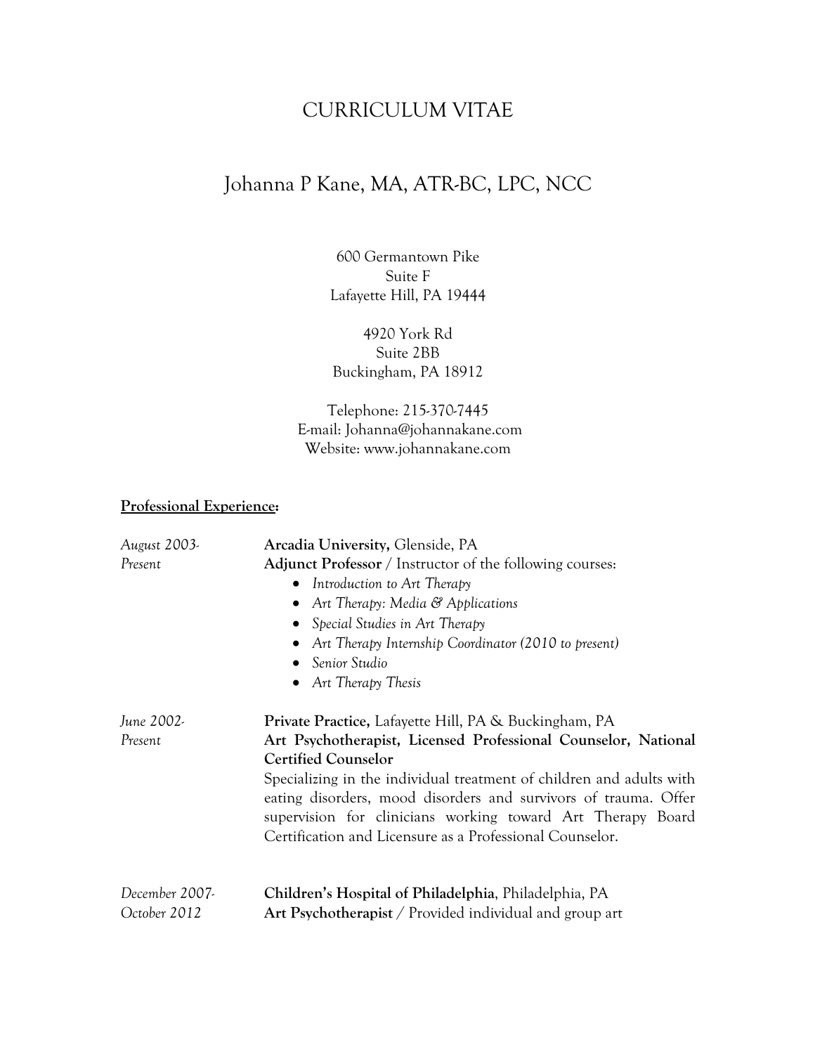# CURRICULUM VITAE

## Johanna P Kane, MA, ATR-BC, LPC, NCC

600 Germantown Pike
Suite F
Lafayette Hill, PA 19444

4920 York Rd
Suite 2BB
Buckingham, PA 18912

Telephone: 215-370-7445
E-mail: Johanna@johannakane.com
Website: www.johannakane.com

**Professional Experience:**

*August 2003-Present*

**Arcadia University,** Glenside, PA
**Adjunct Professor** / Instructor of the following courses:

- *Introduction to Art Therapy*
- *Art Therapy: Media & Applications*
- *Special Studies in Art Therapy*
- *Art Therapy Internship Coordinator (2010 to present)*
- *Senior Studio*
- *Art Therapy Thesis*

*June 2002-Present*

**Private Practice,** Lafayette Hill, PA & Buckingham, PA
**Art Psychotherapist, Licensed Professional Counselor, National Certified Counselor**
Specializing in the individual treatment of children and adults with eating disorders, mood disorders and survivors of trauma. Offer supervision for clinicians working toward Art Therapy Board Certification and Licensure as a Professional Counselor.

*December 2007-October 2012*

**Children's Hospital of Philadelphia**, Philadelphia, PA
**Art Psychotherapist** / Provided individual and group art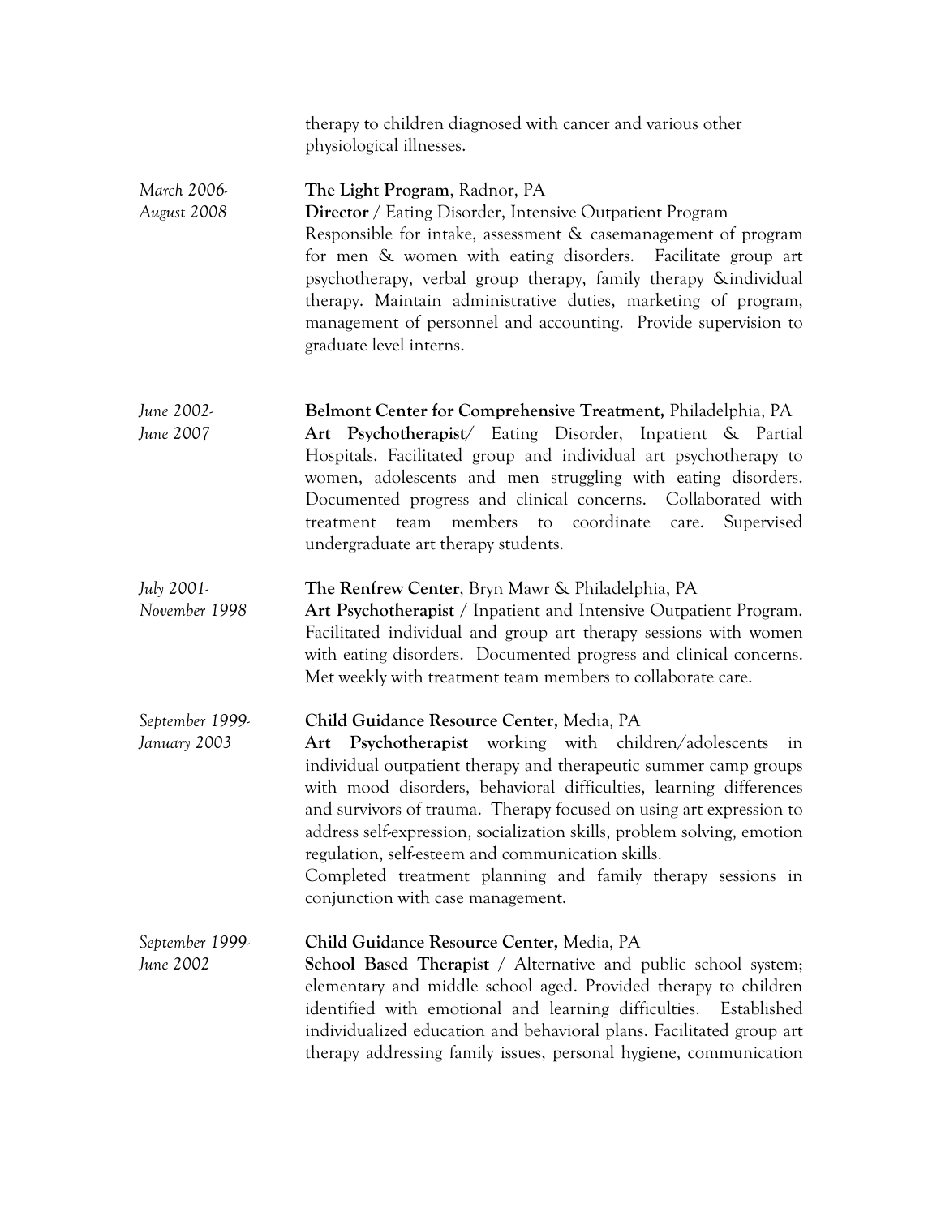therapy to children diagnosed with cancer and various other physiological illnesses.

*March 2006- August 2008*

**The Light Program**, Radnor, PA
**Director** / Eating Disorder, Intensive Outpatient Program
Responsible for intake, assessment & casemanagement of program for men & women with eating disorders. Facilitate group art psychotherapy, verbal group therapy, family therapy &individual therapy. Maintain administrative duties, marketing of program, management of personnel and accounting. Provide supervision to graduate level interns.

*June 2002- June 2007*

**Belmont Center for Comprehensive Treatment,** Philadelphia, PA
**Art Psychotherapist**/ Eating Disorder, Inpatient & Partial Hospitals. Facilitated group and individual art psychotherapy to women, adolescents and men struggling with eating disorders. Documented progress and clinical concerns. Collaborated with treatment team members to coordinate care. Supervised undergraduate art therapy students.

*July 2001- November 1998*

**The Renfrew Center**, Bryn Mawr & Philadelphia, PA
**Art Psychotherapist** / Inpatient and Intensive Outpatient Program. Facilitated individual and group art therapy sessions with women with eating disorders. Documented progress and clinical concerns. Met weekly with treatment team members to collaborate care.

*September 1999- January 2003*

**Child Guidance Resource Center,** Media, PA
**Art Psychotherapist** working with children/adolescents in individual outpatient therapy and therapeutic summer camp groups with mood disorders, behavioral difficulties, learning differences and survivors of trauma. Therapy focused on using art expression to address self-expression, socialization skills, problem solving, emotion regulation, self-esteem and communication skills.
Completed treatment planning and family therapy sessions in conjunction with case management.

*September 1999- June 2002*

**Child Guidance Resource Center,** Media, PA
**School Based Therapist** / Alternative and public school system; elementary and middle school aged. Provided therapy to children identified with emotional and learning difficulties. Established individualized education and behavioral plans. Facilitated group art therapy addressing family issues, personal hygiene, communication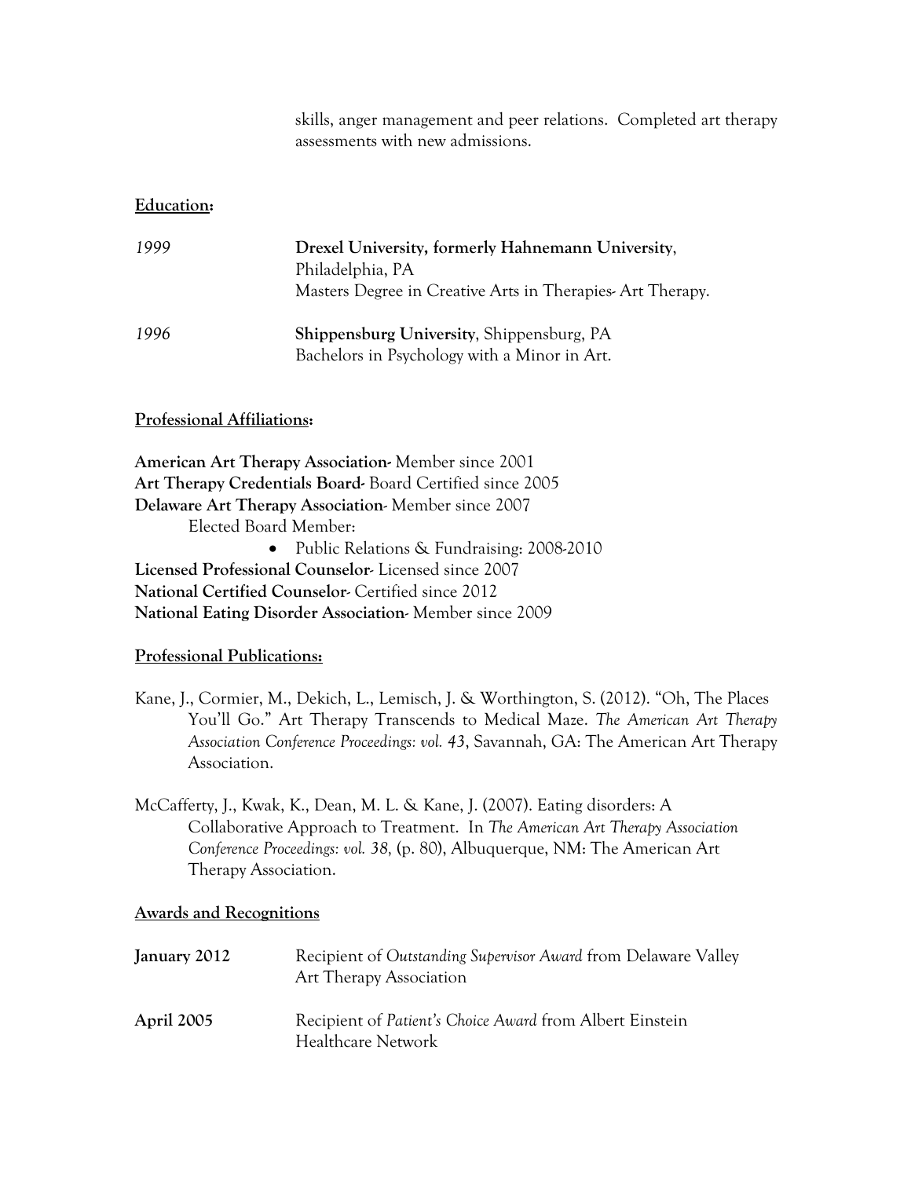skills, anger management and peer relations. Completed art therapy assessments with new admissions.

## Education:

*1999* **Drexel University, formerly Hahnemann University**, Philadelphia, PA
Masters Degree in Creative Arts in Therapies- Art Therapy.

*1996* **Shippensburg University**, Shippensburg, PA
Bachelors in Psychology with a Minor in Art.

## Professional Affiliations:

**American Art Therapy Association-** Member since 2001
**Art Therapy Credentials Board-** Board Certified since 2005
**Delaware Art Therapy Association**- Member since 2007
Elected Board Member:

- Public Relations & Fundraising: 2008-2010

**Licensed Professional Counselor**- Licensed since 2007
**National Certified Counselor**- Certified since 2012
**National Eating Disorder Association**- Member since 2009

## Professional Publications:

Kane, J., Cormier, M., Dekich, L., Lemisch, J. & Worthington, S. (2012). "Oh, The Places You'll Go." Art Therapy Transcends to Medical Maze. *The American Art Therapy Association Conference Proceedings: vol. 43*, Savannah, GA: The American Art Therapy Association.

McCafferty, J., Kwak, K., Dean, M. L. & Kane, J. (2007). Eating disorders: A Collaborative Approach to Treatment. In *The American Art Therapy Association Conference Proceedings: vol. 38,* (p. 80), Albuquerque, NM: The American Art Therapy Association.

## Awards and Recognitions

**January 2012** Recipient of *Outstanding Supervisor Award* from Delaware Valley Art Therapy Association

**April 2005** Recipient of *Patient's Choice Award* from Albert Einstein Healthcare Network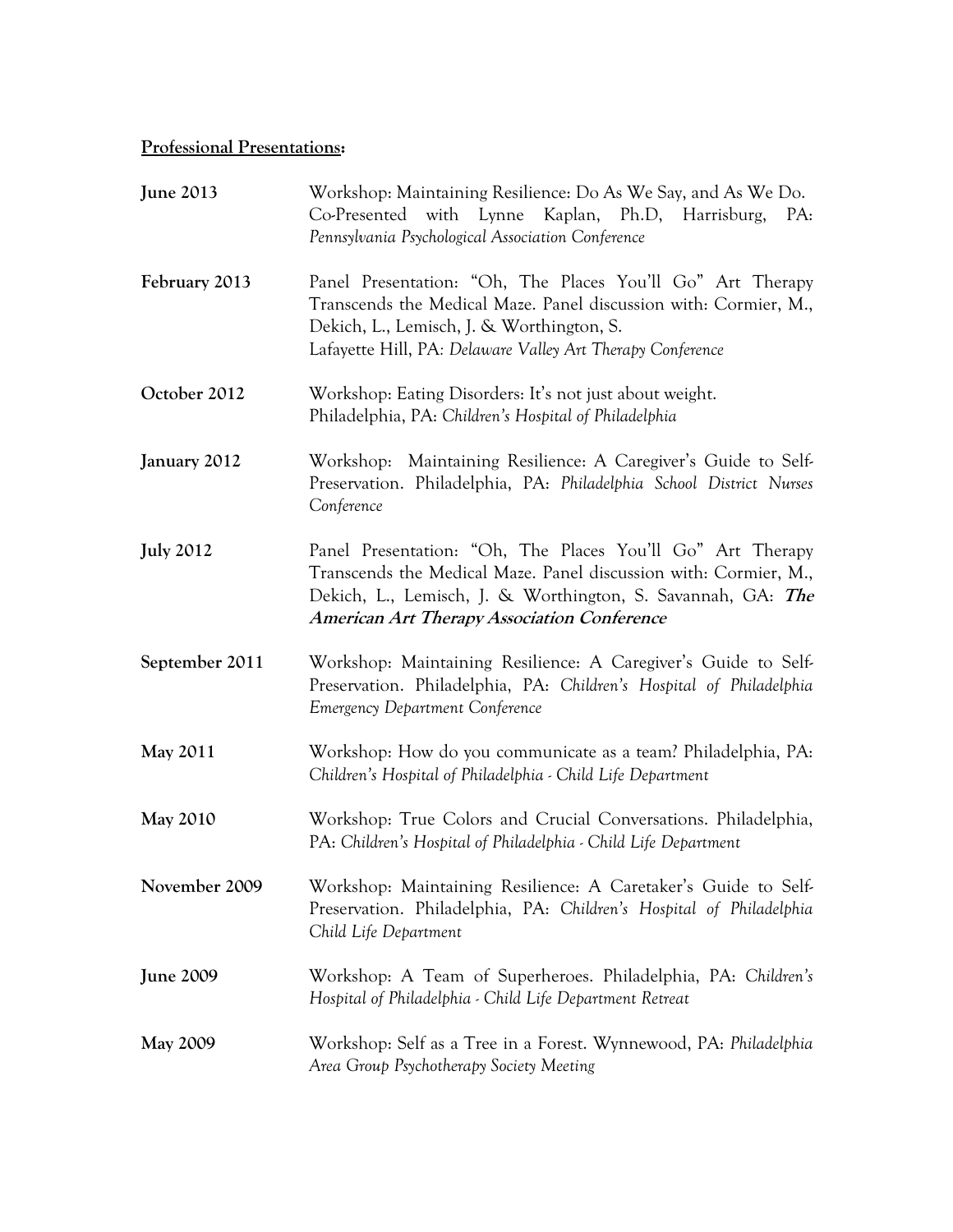**<u>Professional Presentations</u>:**

**June 2013** — Workshop: Maintaining Resilience: Do As We Say, and As We Do. Co-Presented with Lynne Kaplan, Ph.D, Harrisburg, PA: *Pennsylvania Psychological Association Conference*

**February 2013** — Panel Presentation: "Oh, The Places You'll Go" Art Therapy Transcends the Medical Maze. Panel discussion with: Cormier, M., Dekich, L., Lemisch, J. & Worthington, S.
Lafayette Hill, PA: *Delaware Valley Art Therapy Conference*

**October 2012** — Workshop: Eating Disorders: It's not just about weight.
Philadelphia, PA: *Children's Hospital of Philadelphia*

**January 2012** — Workshop: Maintaining Resilience: A Caregiver's Guide to Self-Preservation. Philadelphia, PA: *Philadelphia School District Nurses Conference*

**July 2012** — Panel Presentation: "Oh, The Places You'll Go" Art Therapy Transcends the Medical Maze. Panel discussion with: Cormier, M., Dekich, L., Lemisch, J. & Worthington, S. Savannah, GA: ***The American Art Therapy Association Conference***

**September 2011** — Workshop: Maintaining Resilience: A Caregiver's Guide to Self-Preservation. Philadelphia, PA: *Children's Hospital of Philadelphia Emergency Department Conference*

**May 2011** — Workshop: How do you communicate as a team? Philadelphia, PA: *Children's Hospital of Philadelphia - Child Life Department*

**May 2010** — Workshop: True Colors and Crucial Conversations. Philadelphia, PA: *Children's Hospital of Philadelphia - Child Life Department*

**November 2009** — Workshop: Maintaining Resilience: A Caretaker's Guide to Self-Preservation. Philadelphia, PA: *Children's Hospital of Philadelphia Child Life Department*

**June 2009** — Workshop: A Team of Superheroes. Philadelphia, PA: *Children's Hospital of Philadelphia - Child Life Department Retreat*

**May 2009** — Workshop: Self as a Tree in a Forest. Wynnewood, PA: *Philadelphia Area Group Psychotherapy Society Meeting*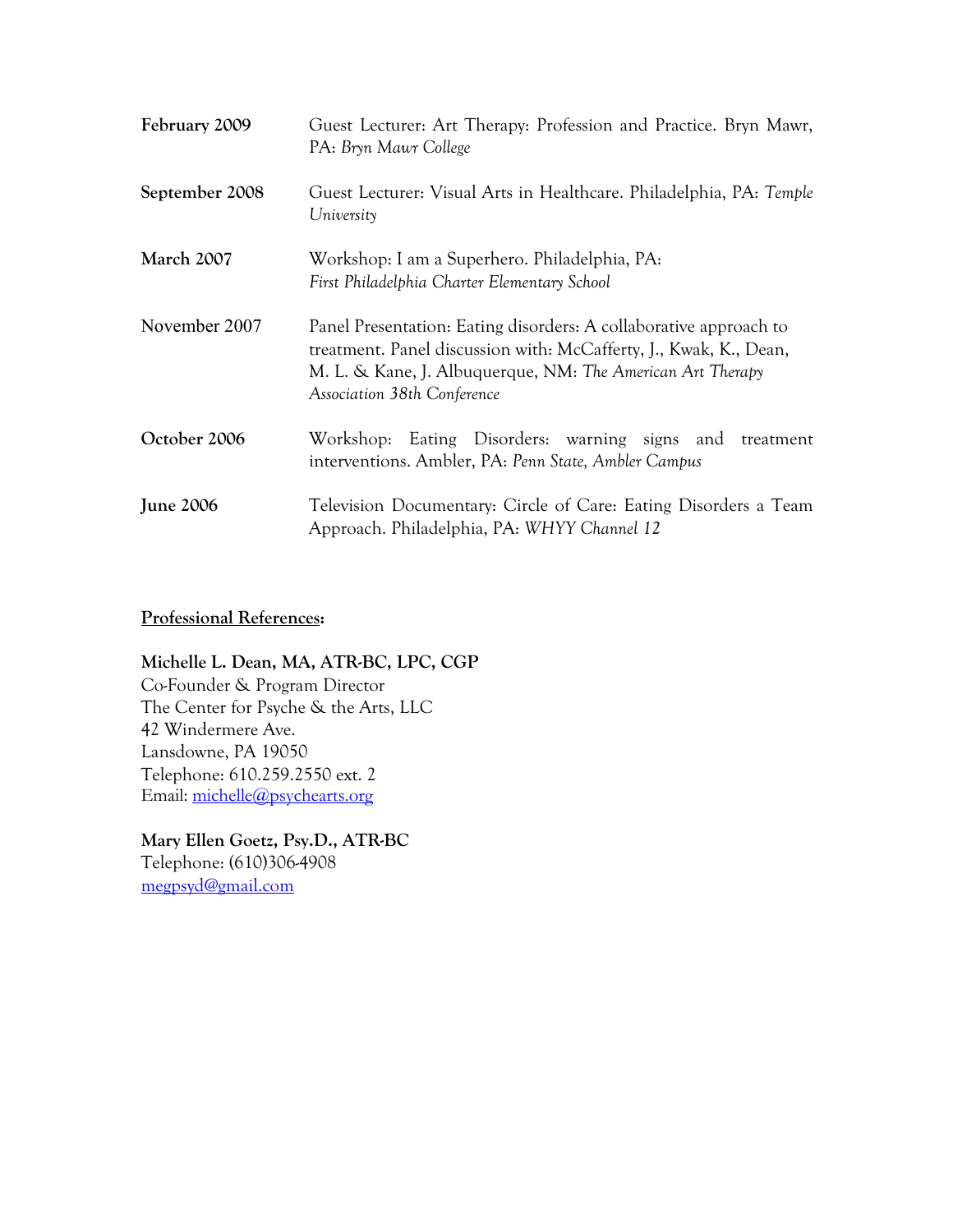**February 2009** Guest Lecturer: Art Therapy: Profession and Practice. Bryn Mawr, PA: *Bryn Mawr College*

**September 2008** Guest Lecturer: Visual Arts in Healthcare. Philadelphia, PA: *Temple University*

**March 2007** Workshop: I am a Superhero. Philadelphia, PA: *First Philadelphia Charter Elementary School*

November 2007 Panel Presentation: Eating disorders: A collaborative approach to treatment. Panel discussion with: McCafferty, J., Kwak, K., Dean, M. L. & Kane, J. Albuquerque, NM: *The American Art Therapy Association 38th Conference*

**October 2006** Workshop: Eating Disorders: warning signs and treatment interventions. Ambler, PA: *Penn State, Ambler Campus*

**June 2006** Television Documentary: Circle of Care: Eating Disorders a Team Approach. Philadelphia, PA: *WHYY Channel 12*

**Professional References:**

**Michelle L. Dean, MA, ATR-BC, LPC, CGP**
Co-Founder & Program Director
The Center for Psyche & the Arts, LLC
42 Windermere Ave.
Lansdowne, PA 19050
Telephone: 610.259.2550 ext. 2
Email: michelle@psychearts.org

**Mary Ellen Goetz, Psy.D., ATR-BC**
Telephone: (610)306-4908
megpsyd@gmail.com